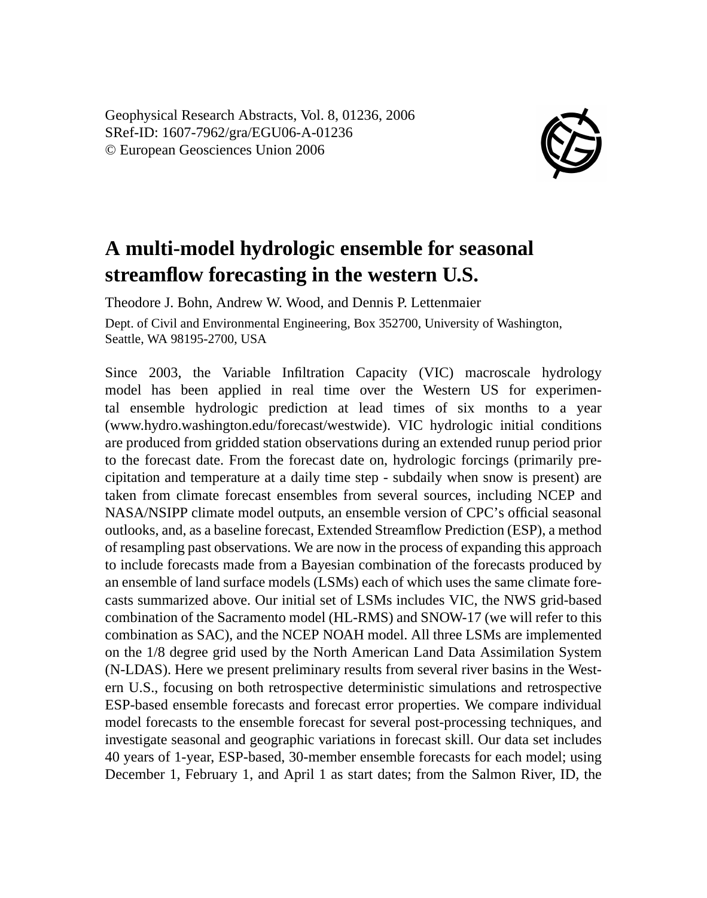# A multi-model hydrologic ensemble for seasonal streamflow forecasting in the western U.S.

Theodore J. Bohn, Andrew W. Wood, and Dennis P. Lettenmaier

Dept. of Civil and Environmental Engineering, Box 352700, University of Washington, Seattle, WA 98195-2700, USA

Since 2003, the Variable Infiltration Capacity (VIC) macroscale hydrology model has been applied in real time over the Western US for experimental ensemble hydrologic prediction at lead times of six months to a year (www.hydro.washington.edu/forecast/westwide). VIC hydrologic initial conditions are produced from gridded station observations during an extended runup period prior to the forecast date. From the forecast date on, hydrologic forcings (primarily precipitation and temperature at a daily time step - subdaily when snow is present) are taken from climate forecast ensembles from several sources, including NCEP and NASA/NSIPP climate model outputs, an ensemble version of CPC's official seasonal outlooks, and, as a baseline forecast, Extended Streamflow Prediction (ESP), a method of resampling past observations. We are now in the process of expanding this approach to include forecasts made from a Bayesian combination of the forecasts produced by an ensemble of land surface models (LSMs) each of which uses the same climate forecasts summarized above. Our initial set of LSMs includes VIC, the NWS grid-based combination of the Sacramento model (HL-RMS) and SNOW-17 (we will refer to this combination as SAC), and the NCEP NOAH model. All three LSMs are implemented on the 1/8 degree grid used by the North American Land Data Assimilation System (N-LDAS). Here we present preliminary results from several river basins in the Western U.S., focusing on both retrospective deterministic simulations and retrospective ESP-based ensemble forecasts and forecast error properties. We compare individual model forecasts to the ensemble forecast for several post-processing techniques, and investigate seasonal and geographic variations in forecast skill. Our data set includes 40 years of 1-year, ESP-based, 30-member ensemble forecasts for each model; using December 1, February 1, and April 1 as start dates; from the Salmon River, ID, the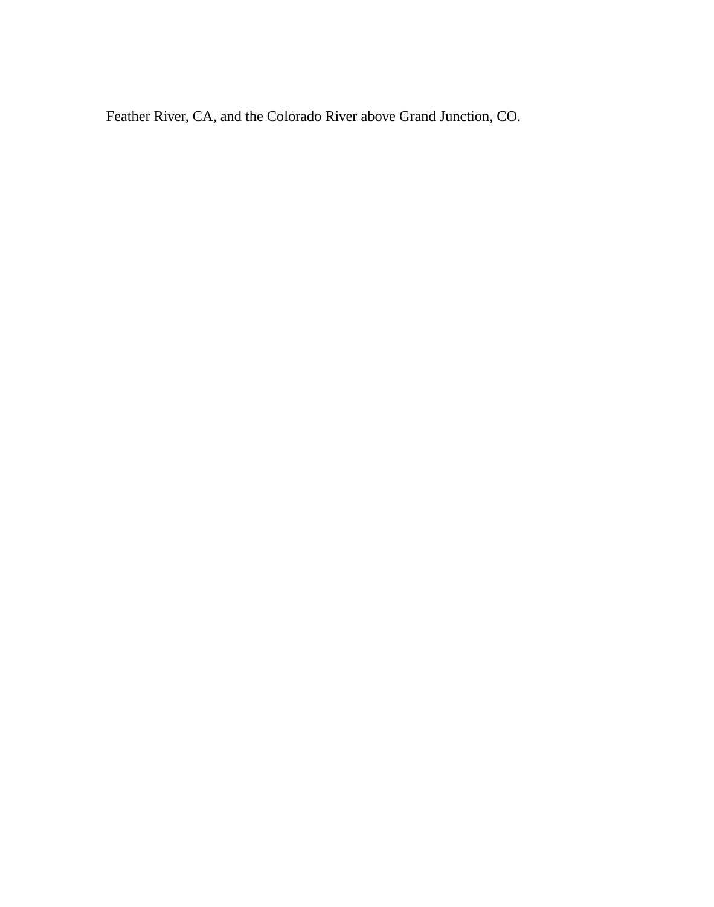Feather River, CA, and the Colorado River above Grand Junction, CO.